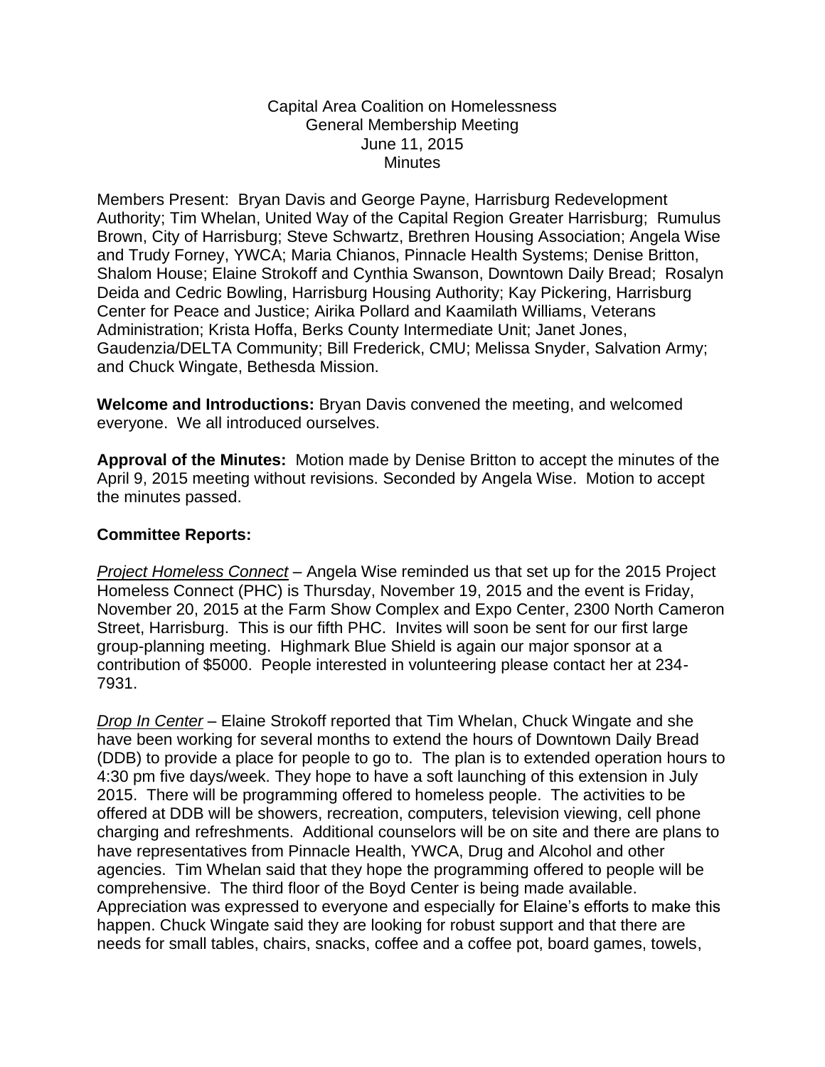Capital Area Coalition on Homelessness
General Membership Meeting
June 11, 2015
Minutes

Members Present: Bryan Davis and George Payne, Harrisburg Redevelopment Authority; Tim Whelan, United Way of the Capital Region Greater Harrisburg; Rumulus Brown, City of Harrisburg; Steve Schwartz, Brethren Housing Association; Angela Wise and Trudy Forney, YWCA; Maria Chianos, Pinnacle Health Systems; Denise Britton, Shalom House; Elaine Strokoff and Cynthia Swanson, Downtown Daily Bread; Rosalyn Deida and Cedric Bowling, Harrisburg Housing Authority; Kay Pickering, Harrisburg Center for Peace and Justice; Airika Pollard and Kaamilath Williams, Veterans Administration; Krista Hoffa, Berks County Intermediate Unit; Janet Jones, Gaudenzia/DELTA Community; Bill Frederick, CMU; Melissa Snyder, Salvation Army; and Chuck Wingate, Bethesda Mission.

**Welcome and Introductions:** Bryan Davis convened the meeting, and welcomed everyone. We all introduced ourselves.

**Approval of the Minutes:** Motion made by Denise Britton to accept the minutes of the April 9, 2015 meeting without revisions. Seconded by Angela Wise. Motion to accept the minutes passed.

**Committee Reports:**

*Project Homeless Connect* – Angela Wise reminded us that set up for the 2015 Project Homeless Connect (PHC) is Thursday, November 19, 2015 and the event is Friday, November 20, 2015 at the Farm Show Complex and Expo Center, 2300 North Cameron Street, Harrisburg. This is our fifth PHC. Invites will soon be sent for our first large group-planning meeting. Highmark Blue Shield is again our major sponsor at a contribution of $5000. People interested in volunteering please contact her at 234-7931.

*Drop In Center* – Elaine Strokoff reported that Tim Whelan, Chuck Wingate and she have been working for several months to extend the hours of Downtown Daily Bread (DDB) to provide a place for people to go to. The plan is to extended operation hours to 4:30 pm five days/week. They hope to have a soft launching of this extension in July 2015. There will be programming offered to homeless people. The activities to be offered at DDB will be showers, recreation, computers, television viewing, cell phone charging and refreshments. Additional counselors will be on site and there are plans to have representatives from Pinnacle Health, YWCA, Drug and Alcohol and other agencies. Tim Whelan said that they hope the programming offered to people will be comprehensive. The third floor of the Boyd Center is being made available. Appreciation was expressed to everyone and especially for Elaine's efforts to make this happen. Chuck Wingate said they are looking for robust support and that there are needs for small tables, chairs, snacks, coffee and a coffee pot, board games, towels,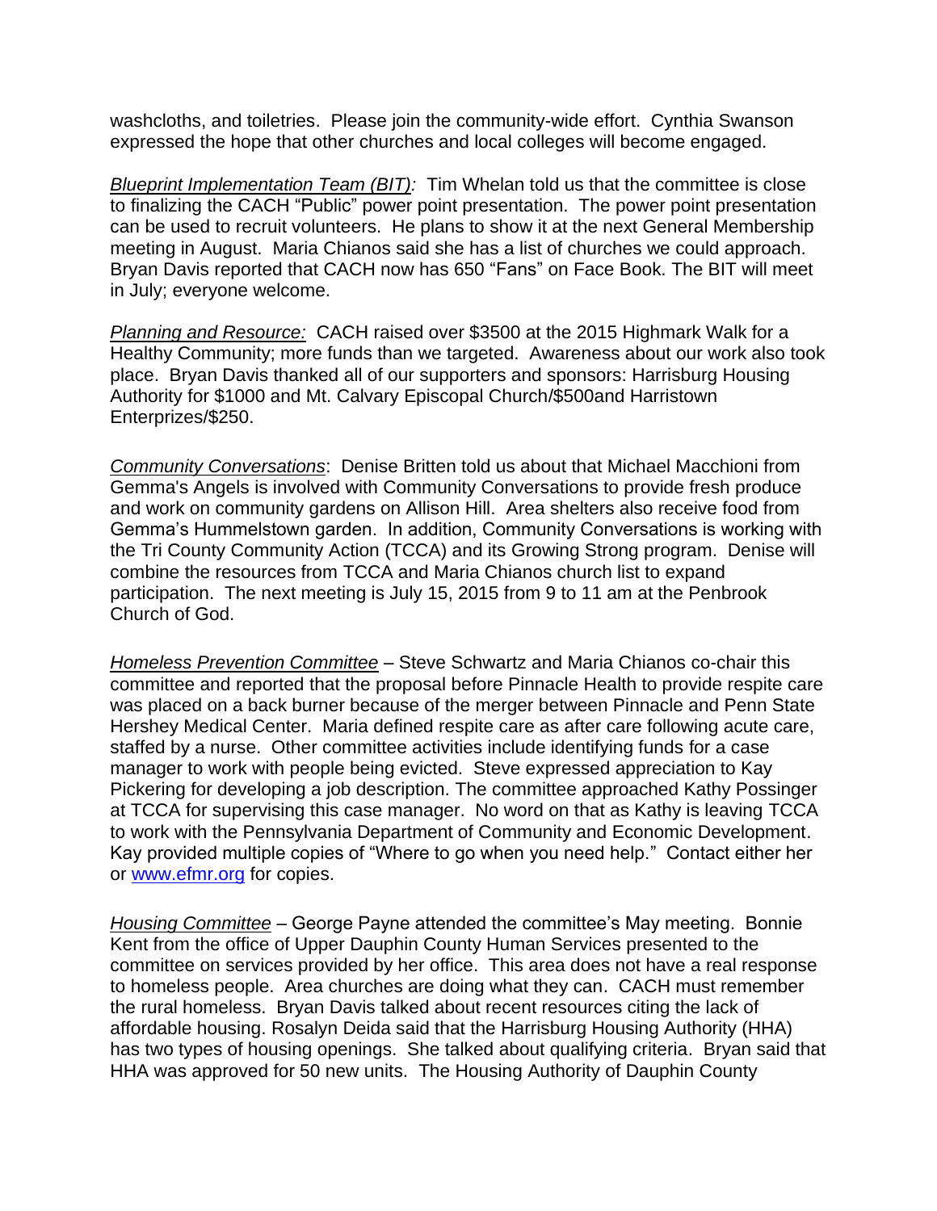washcloths, and toiletries. Please join the community-wide effort. Cynthia Swanson expressed the hope that other churches and local colleges will become engaged.

*Blueprint Implementation Team (BIT):* Tim Whelan told us that the committee is close to finalizing the CACH "Public" power point presentation. The power point presentation can be used to recruit volunteers. He plans to show it at the next General Membership meeting in August. Maria Chianos said she has a list of churches we could approach. Bryan Davis reported that CACH now has 650 "Fans" on Face Book. The BIT will meet in July; everyone welcome.

*Planning and Resource:* CACH raised over $3500 at the 2015 Highmark Walk for a Healthy Community; more funds than we targeted. Awareness about our work also took place. Bryan Davis thanked all of our supporters and sponsors: Harrisburg Housing Authority for $1000 and Mt. Calvary Episcopal Church/$500and Harristown Enterprizes/$250.

*Community Conversations*: Denise Britten told us about that Michael Macchioni from Gemma's Angels is involved with Community Conversations to provide fresh produce and work on community gardens on Allison Hill. Area shelters also receive food from Gemma's Hummelstown garden. In addition, Community Conversations is working with the Tri County Community Action (TCCA) and its Growing Strong program. Denise will combine the resources from TCCA and Maria Chianos church list to expand participation. The next meeting is July 15, 2015 from 9 to 11 am at the Penbrook Church of God.

*Homeless Prevention Committee* – Steve Schwartz and Maria Chianos co-chair this committee and reported that the proposal before Pinnacle Health to provide respite care was placed on a back burner because of the merger between Pinnacle and Penn State Hershey Medical Center. Maria defined respite care as after care following acute care, staffed by a nurse. Other committee activities include identifying funds for a case manager to work with people being evicted. Steve expressed appreciation to Kay Pickering for developing a job description. The committee approached Kathy Possinger at TCCA for supervising this case manager. No word on that as Kathy is leaving TCCA to work with the Pennsylvania Department of Community and Economic Development. Kay provided multiple copies of "Where to go when you need help." Contact either her or www.efmr.org for copies.

*Housing Committee* – George Payne attended the committee's May meeting. Bonnie Kent from the office of Upper Dauphin County Human Services presented to the committee on services provided by her office. This area does not have a real response to homeless people. Area churches are doing what they can. CACH must remember the rural homeless. Bryan Davis talked about recent resources citing the lack of affordable housing. Rosalyn Deida said that the Harrisburg Housing Authority (HHA) has two types of housing openings. She talked about qualifying criteria. Bryan said that HHA was approved for 50 new units. The Housing Authority of Dauphin County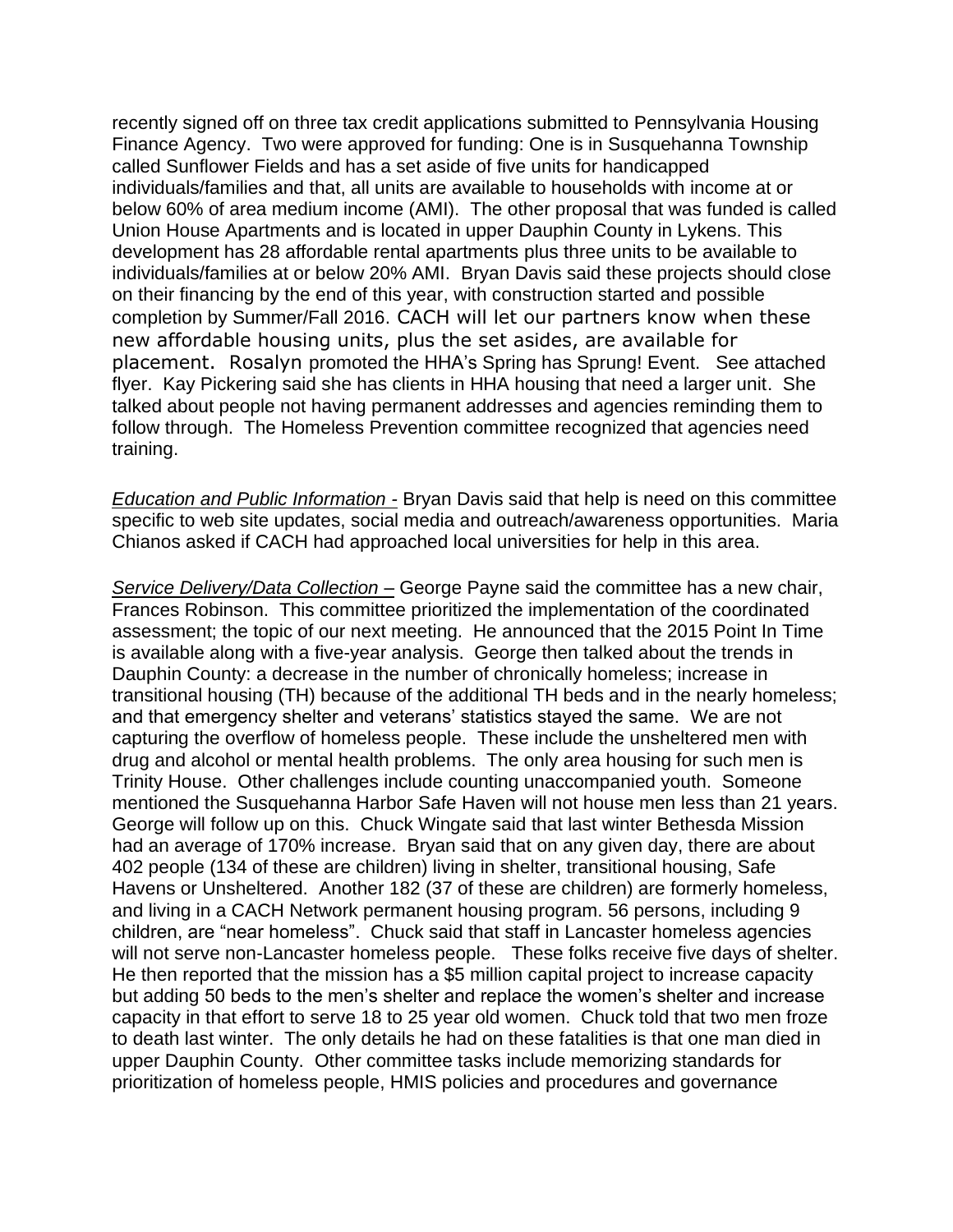recently signed off on three tax credit applications submitted to Pennsylvania Housing Finance Agency. Two were approved for funding: One is in Susquehanna Township called Sunflower Fields and has a set aside of five units for handicapped individuals/families and that, all units are available to households with income at or below 60% of area medium income (AMI). The other proposal that was funded is called Union House Apartments and is located in upper Dauphin County in Lykens. This development has 28 affordable rental apartments plus three units to be available to individuals/families at or below 20% AMI. Bryan Davis said these projects should close on their financing by the end of this year, with construction started and possible completion by Summer/Fall 2016. CACH will let our partners know when these new affordable housing units, plus the set asides, are available for placement. Rosalyn promoted the HHA's Spring has Sprung! Event. See attached flyer. Kay Pickering said she has clients in HHA housing that need a larger unit. She talked about people not having permanent addresses and agencies reminding them to follow through. The Homeless Prevention committee recognized that agencies need training.

*Education and Public Information -* Bryan Davis said that help is need on this committee specific to web site updates, social media and outreach/awareness opportunities. Maria Chianos asked if CACH had approached local universities for help in this area.

*Service Delivery/Data Collection –* George Payne said the committee has a new chair, Frances Robinson. This committee prioritized the implementation of the coordinated assessment; the topic of our next meeting. He announced that the 2015 Point In Time is available along with a five-year analysis. George then talked about the trends in Dauphin County: a decrease in the number of chronically homeless; increase in transitional housing (TH) because of the additional TH beds and in the nearly homeless; and that emergency shelter and veterans' statistics stayed the same. We are not capturing the overflow of homeless people. These include the unsheltered men with drug and alcohol or mental health problems. The only area housing for such men is Trinity House. Other challenges include counting unaccompanied youth. Someone mentioned the Susquehanna Harbor Safe Haven will not house men less than 21 years. George will follow up on this. Chuck Wingate said that last winter Bethesda Mission had an average of 170% increase. Bryan said that on any given day, there are about 402 people (134 of these are children) living in shelter, transitional housing, Safe Havens or Unsheltered. Another 182 (37 of these are children) are formerly homeless, and living in a CACH Network permanent housing program. 56 persons, including 9 children, are "near homeless". Chuck said that staff in Lancaster homeless agencies will not serve non-Lancaster homeless people. These folks receive five days of shelter. He then reported that the mission has a $5 million capital project to increase capacity but adding 50 beds to the men's shelter and replace the women's shelter and increase capacity in that effort to serve 18 to 25 year old women. Chuck told that two men froze to death last winter. The only details he had on these fatalities is that one man died in upper Dauphin County. Other committee tasks include memorizing standards for prioritization of homeless people, HMIS policies and procedures and governance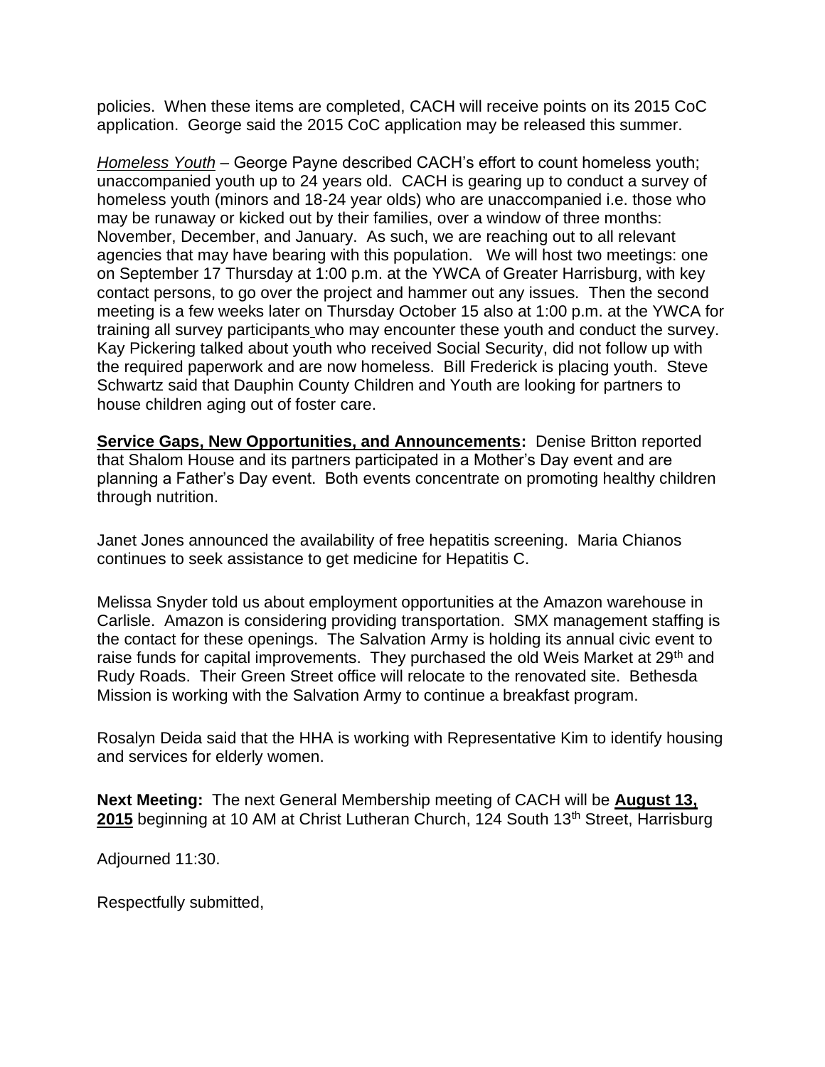policies. When these items are completed, CACH will receive points on its 2015 CoC application. George said the 2015 CoC application may be released this summer.

*Homeless Youth* – George Payne described CACH's effort to count homeless youth; unaccompanied youth up to 24 years old. CACH is gearing up to conduct a survey of homeless youth (minors and 18-24 year olds) who are unaccompanied i.e. those who may be runaway or kicked out by their families, over a window of three months: November, December, and January. As such, we are reaching out to all relevant agencies that may have bearing with this population. We will host two meetings: one on September 17 Thursday at 1:00 p.m. at the YWCA of Greater Harrisburg, with key contact persons, to go over the project and hammer out any issues. Then the second meeting is a few weeks later on Thursday October 15 also at 1:00 p.m. at the YWCA for training all survey participants who may encounter these youth and conduct the survey. Kay Pickering talked about youth who received Social Security, did not follow up with the required paperwork and are now homeless. Bill Frederick is placing youth. Steve Schwartz said that Dauphin County Children and Youth are looking for partners to house children aging out of foster care.

**Service Gaps, New Opportunities, and Announcements:** Denise Britton reported that Shalom House and its partners participated in a Mother's Day event and are planning a Father's Day event. Both events concentrate on promoting healthy children through nutrition.

Janet Jones announced the availability of free hepatitis screening. Maria Chianos continues to seek assistance to get medicine for Hepatitis C.

Melissa Snyder told us about employment opportunities at the Amazon warehouse in Carlisle. Amazon is considering providing transportation. SMX management staffing is the contact for these openings. The Salvation Army is holding its annual civic event to raise funds for capital improvements. They purchased the old Weis Market at 29th and Rudy Roads. Their Green Street office will relocate to the renovated site. Bethesda Mission is working with the Salvation Army to continue a breakfast program.

Rosalyn Deida said that the HHA is working with Representative Kim to identify housing and services for elderly women.

**Next Meeting:** The next General Membership meeting of CACH will be **August 13, 2015** beginning at 10 AM at Christ Lutheran Church, 124 South 13th Street, Harrisburg

Adjourned 11:30.

Respectfully submitted,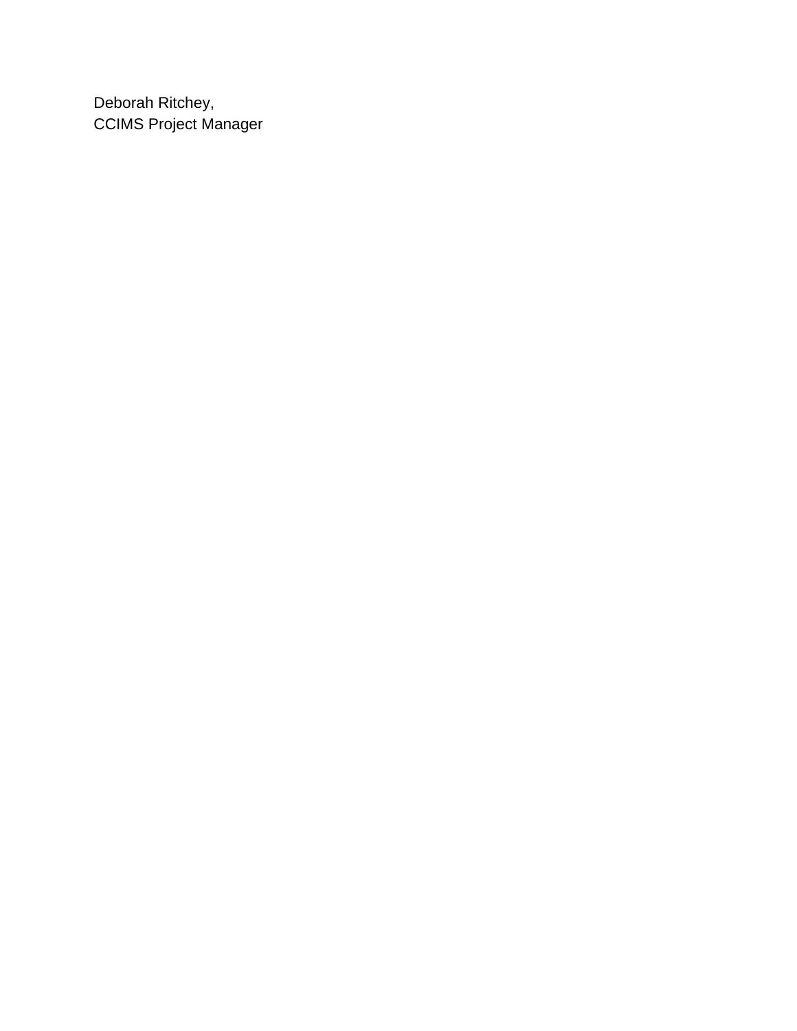Deborah Ritchey,
CCIMS Project Manager